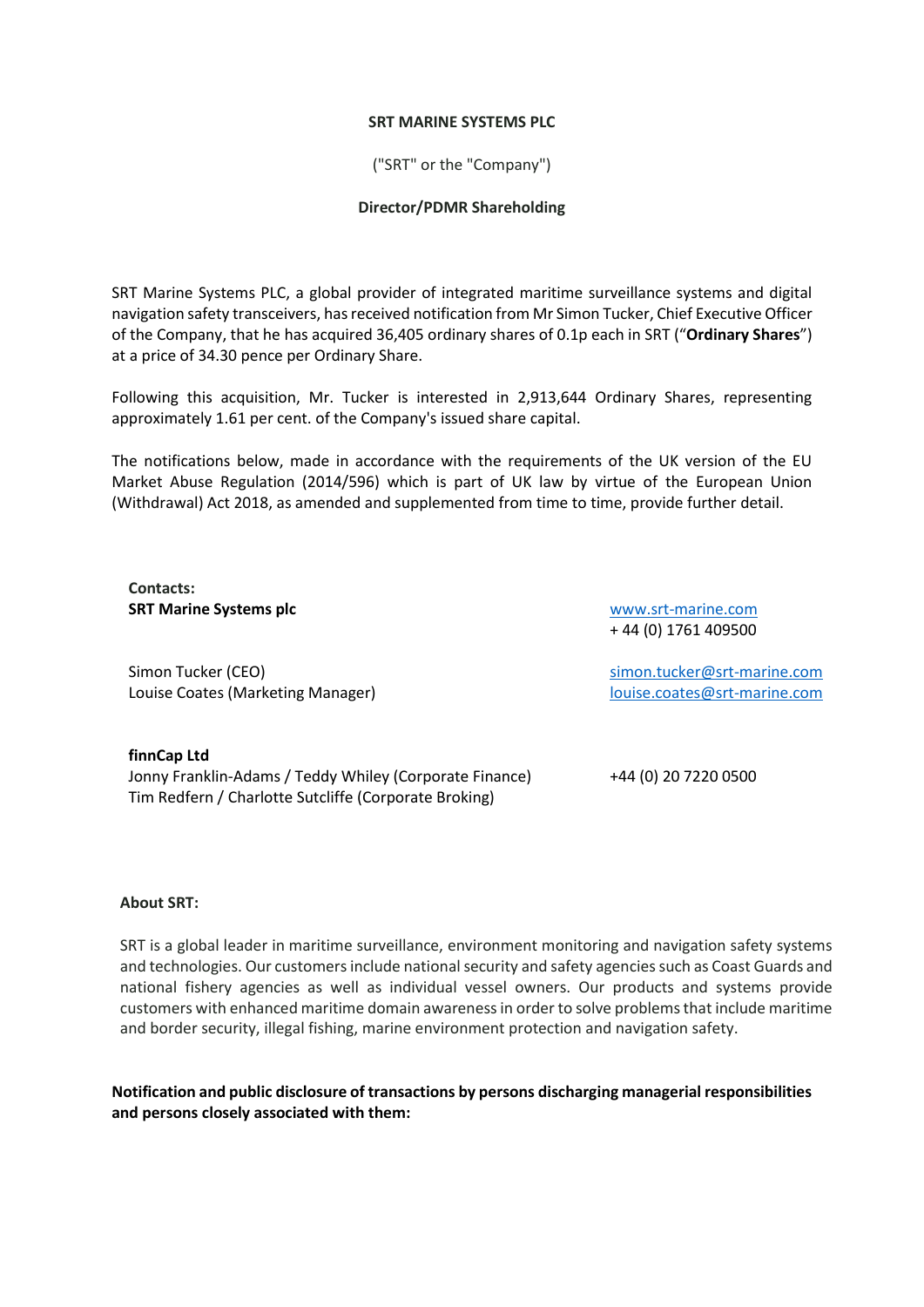**SRT MARINE SYSTEMS PLC**

("SRT" or the "Company")

**Director/PDMR Shareholding**

SRT Marine Systems PLC, a global provider of integrated maritime surveillance systems and digital navigation safety transceivers, has received notification from Mr Simon Tucker, Chief Executive Officer of the Company, that he has acquired 36,405 ordinary shares of 0.1p each in SRT ("**Ordinary Shares**") at a price of 34.30 pence per Ordinary Share.

Following this acquisition, Mr. Tucker is interested in 2,913,644 Ordinary Shares, representing approximately 1.61 per cent. of the Company's issued share capital.

The notifications below, made in accordance with the requirements of the UK version of the EU Market Abuse Regulation (2014/596) which is part of UK law by virtue of the European Union (Withdrawal) Act 2018, as amended and supplemented from time to time, provide further detail.

**Contacts:**

| | |
|---|---|
| **SRT Marine Systems plc** | www.srt-marine.com<br>+ 44 (0) 1761 409500 |
| Simon Tucker (CEO)<br>Louise Coates (Marketing Manager) | simon.tucker@srt-marine.com<br>louise.coates@srt-marine.com |
| **finnCap Ltd**<br>Jonny Franklin-Adams / Teddy Whiley (Corporate Finance)<br>Tim Redfern / Charlotte Sutcliffe (Corporate Broking) | +44 (0) 20 7220 0500 |

**About SRT:**

SRT is a global leader in maritime surveillance, environment monitoring and navigation safety systems and technologies. Our customers include national security and safety agencies such as Coast Guards and national fishery agencies as well as individual vessel owners. Our products and systems provide customers with enhanced maritime domain awareness in order to solve problems that include maritime and border security, illegal fishing, marine environment protection and navigation safety.

**Notification and public disclosure of transactions by persons discharging managerial responsibilities and persons closely associated with them:**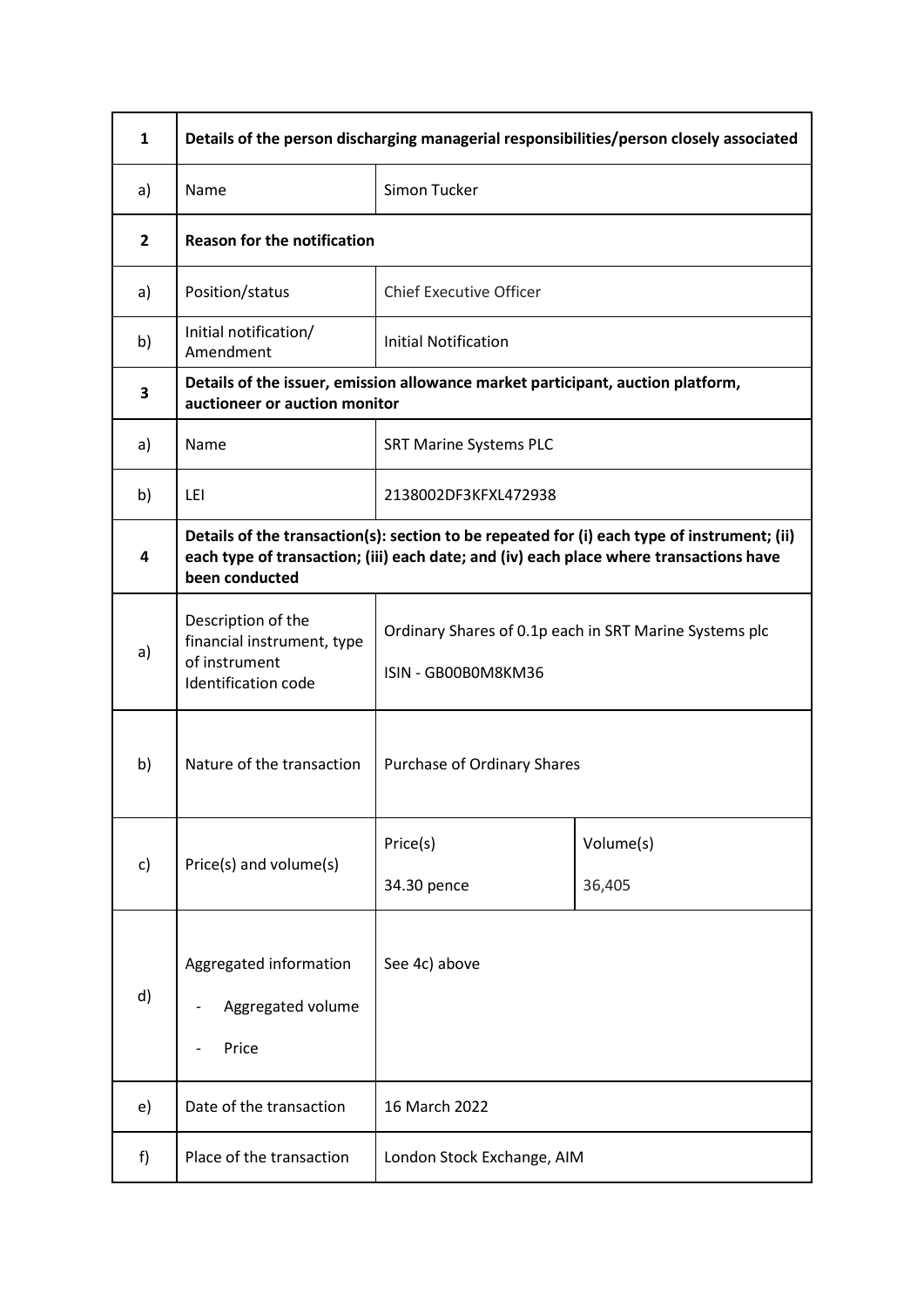| | | | |
|---|---|---|---|
| **1** | **Details of the person discharging managerial responsibilities/person closely associated** | | |
| a) | Name | Simon Tucker | |
| **2** | **Reason for the notification** | | |
| a) | Position/status | Chief Executive Officer | |
| b) | Initial notification/ Amendment | Initial Notification | |
| **3** | **Details of the issuer, emission allowance market participant, auction platform, auctioneer or auction monitor** | | |
| a) | Name | SRT Marine Systems PLC | |
| b) | LEI | 2138002DF3KFXL472938 | |
| **4** | **Details of the transaction(s): section to be repeated for (i) each type of instrument; (ii) each type of transaction; (iii) each date; and (iv) each place where transactions have been conducted** | | |
| a) | Description of the financial instrument, type of instrument Identification code | Ordinary Shares of 0.1p each in SRT Marine Systems plc<br><br>ISIN - GB00B0M8KM36 | |
| b) | Nature of the transaction | Purchase of Ordinary Shares | |
| c) | Price(s) and volume(s) | Price(s)<br><br>34.30 pence | Volume(s)<br><br>36,405 |
| d) | Aggregated information<br>- Aggregated volume<br>- Price | See 4c) above | |
| e) | Date of the transaction | 16 March 2022 | |
| f) | Place of the transaction | London Stock Exchange, AIM | |